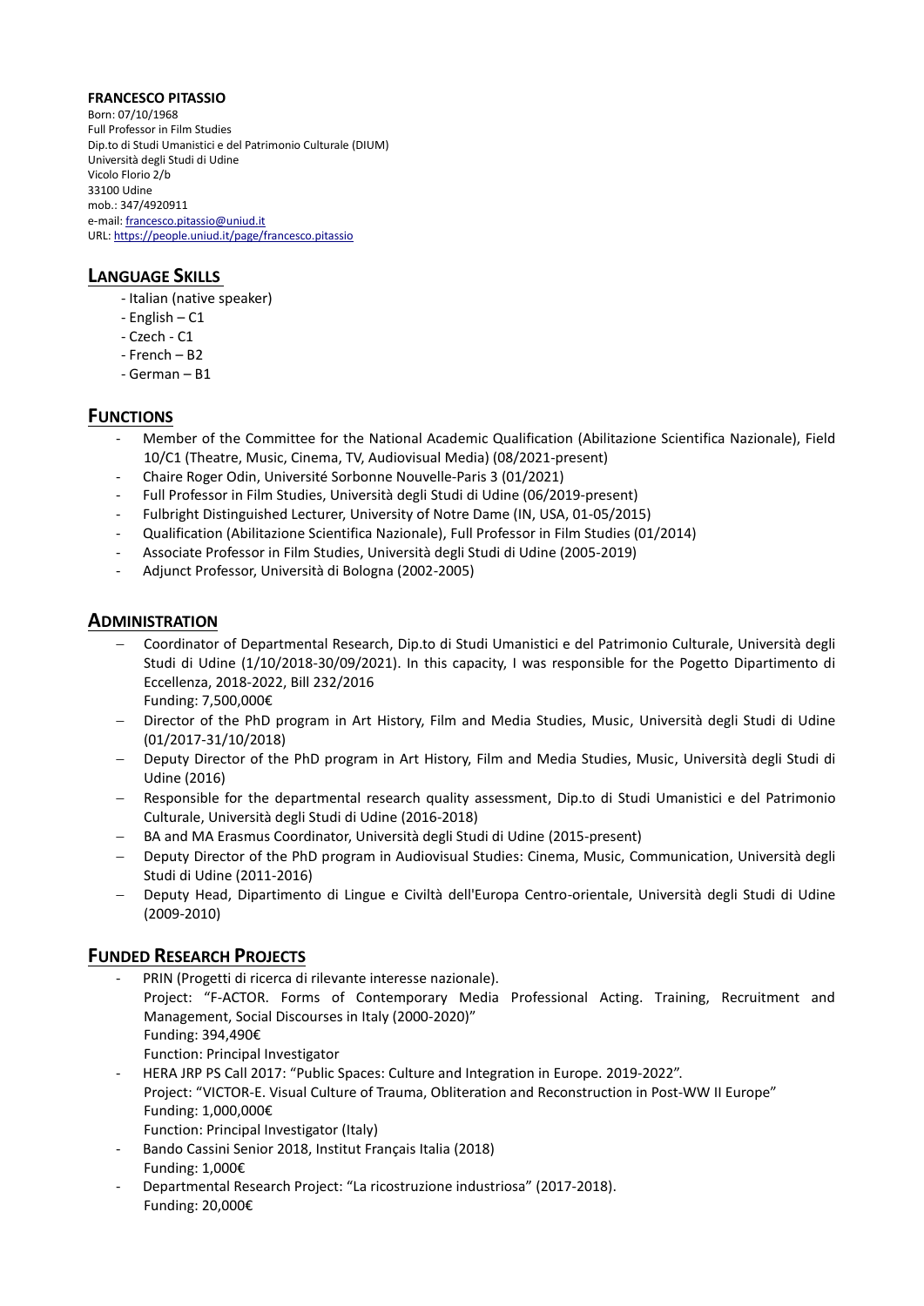**FRANCESCO PITASSIO**

Born: 07/10/1968
Full Professor in Film Studies
Dip.to di Studi Umanistici e del Patrimonio Culturale (DIUM)
Università degli Studi di Udine
Vicolo Florio 2/b
33100 Udine
mob.: 347/4920911
e-mail: francesco.pitassio@uniud.it
URL: https://people.uniud.it/page/francesco.pitassio

## LANGUAGE SKILLS

- Italian (native speaker)
- English – C1
- Czech - C1
- French – B2
- German – B1

## FUNCTIONS

- Member of the Committee for the National Academic Qualification (Abilitazione Scientifica Nazionale), Field 10/C1 (Theatre, Music, Cinema, TV, Audiovisual Media) (08/2021-present)
- Chaire Roger Odin, Université Sorbonne Nouvelle-Paris 3 (01/2021)
- Full Professor in Film Studies, Università degli Studi di Udine (06/2019-present)
- Fulbright Distinguished Lecturer, University of Notre Dame (IN, USA, 01-05/2015)
- Qualification (Abilitazione Scientifica Nazionale), Full Professor in Film Studies (01/2014)
- Associate Professor in Film Studies, Università degli Studi di Udine (2005-2019)
- Adjunct Professor, Università di Bologna (2002-2005)

## ADMINISTRATION

- Coordinator of Departmental Research, Dip.to di Studi Umanistici e del Patrimonio Culturale, Università degli Studi di Udine (1/10/2018-30/09/2021). In this capacity, I was responsible for the Pogetto Dipartimento di Eccellenza, 2018-2022, Bill 232/2016
  Funding: 7,500,000€
- Director of the PhD program in Art History, Film and Media Studies, Music, Università degli Studi di Udine (01/2017-31/10/2018)
- Deputy Director of the PhD program in Art History, Film and Media Studies, Music, Università degli Studi di Udine (2016)
- Responsible for the departmental research quality assessment, Dip.to di Studi Umanistici e del Patrimonio Culturale, Università degli Studi di Udine (2016-2018)
- BA and MA Erasmus Coordinator, Università degli Studi di Udine (2015-present)
- Deputy Director of the PhD program in Audiovisual Studies: Cinema, Music, Communication, Università degli Studi di Udine (2011-2016)
- Deputy Head, Dipartimento di Lingue e Civiltà dell'Europa Centro-orientale, Università degli Studi di Udine (2009-2010)

## FUNDED RESEARCH PROJECTS

- PRIN (Progetti di ricerca di rilevante interesse nazionale).
  Project: "F-ACTOR. Forms of Contemporary Media Professional Acting. Training, Recruitment and Management, Social Discourses in Italy (2000-2020)"
  Funding: 394,490€
  Function: Principal Investigator
- HERA JRP PS Call 2017: "Public Spaces: Culture and Integration in Europe. 2019-2022".
  Project: "VICTOR-E. Visual Culture of Trauma, Obliteration and Reconstruction in Post-WW II Europe"
  Funding: 1,000,000€
  Function: Principal Investigator (Italy)
- Bando Cassini Senior 2018, Institut Français Italia (2018)
  Funding: 1,000€
- Departmental Research Project: "La ricostruzione industriosa" (2017-2018).
  Funding: 20,000€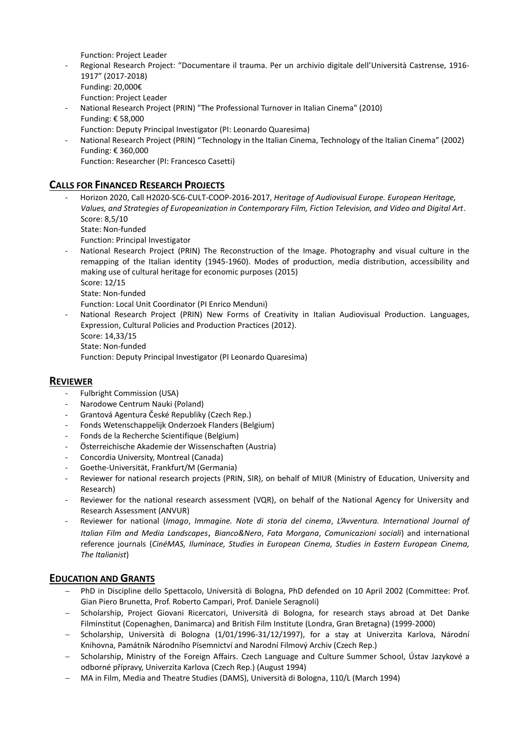Function: Project Leader

- Regional Research Project: "Documentare il trauma. Per un archivio digitale dell'Università Castrense, 1916-1917" (2017-2018)
  Funding: 20,000€
  Function: Project Leader
- National Research Project (PRIN) "The Professional Turnover in Italian Cinema" (2010)
  Funding: € 58,000
  Function: Deputy Principal Investigator (PI: Leonardo Quaresima)
- National Research Project (PRIN) "Technology in the Italian Cinema, Technology of the Italian Cinema" (2002)
  Funding: € 360,000
  Function: Researcher (PI: Francesco Casetti)

## CALLS FOR FINANCED RESEARCH PROJECTS

- Horizon 2020, Call H2020-SC6-CULT-COOP-2016-2017, *Heritage of Audiovisual Europe. European Heritage, Values, and Strategies of Europeanization in Contemporary Film, Fiction Television, and Video and Digital Art*.
  Score: 8,5/10
  State: Non-funded
  Function: Principal Investigator
- National Research Project (PRIN) The Reconstruction of the Image. Photography and visual culture in the remapping of the Italian identity (1945-1960). Modes of production, media distribution, accessibility and making use of cultural heritage for economic purposes (2015)
  Score: 12/15
  State: Non-funded
  Function: Local Unit Coordinator (PI Enrico Menduni)
- National Research Project (PRIN) New Forms of Creativity in Italian Audiovisual Production. Languages, Expression, Cultural Policies and Production Practices (2012).
  Score: 14,33/15
  State: Non-funded
  Function: Deputy Principal Investigator (PI Leonardo Quaresima)

## REVIEWER

- Fulbright Commission (USA)
- Narodowe Centrum Nauki (Poland)
- Grantová Agentura České Republiky (Czech Rep.)
- Fonds Wetenschappelijk Onderzoek Flanders (Belgium)
- Fonds de la Recherche Scientifique (Belgium)
- Österreichische Akademie der Wissenschaften (Austria)
- Concordia University, Montreal (Canada)
- Goethe-Universität, Frankfurt/M (Germania)
- Reviewer for national research projects (PRIN, SIR), on behalf of MIUR (Ministry of Education, University and Research)
- Reviewer for the national research assessment (VQR), on behalf of the National Agency for University and Research Assessment (ANVUR)
- Reviewer for national (*Imago*, *Immagine. Note di storia del cinema*, *L'Avventura. International Journal of Italian Film and Media Landscapes*, *Bianco&Nero*, *Fata Morgana*, *Comunicazioni sociali*) and international reference journals (*CinéMAS, Iluminace, Studies in European Cinema, Studies in Eastern European Cinema, The Italianist*)

## EDUCATION AND GRANTS

- PhD in Discipline dello Spettacolo, Università di Bologna, PhD defended on 10 April 2002 (Committee: Prof. Gian Piero Brunetta, Prof. Roberto Campari, Prof. Daniele Seragnoli)
- Scholarship, Project Giovani Ricercatori, Università di Bologna, for research stays abroad at Det Danke Filminstitut (Copenaghen, Danimarca) and British Film Institute (Londra, Gran Bretagna) (1999-2000)
- Scholarship, Università di Bologna (1/01/1996-31/12/1997), for a stay at Univerzita Karlova, Národní Knihovna, Památník Národního Písemnictví and Narodní Filmový Archiv (Czech Rep.)
- Scholarship, Ministry of the Foreign Affairs. Czech Language and Culture Summer School, Ústav Jazykové a odborné přípravy, Univerzita Karlova (Czech Rep.) (August 1994)
- MA in Film, Media and Theatre Studies (DAMS), Università di Bologna, 110/L (March 1994)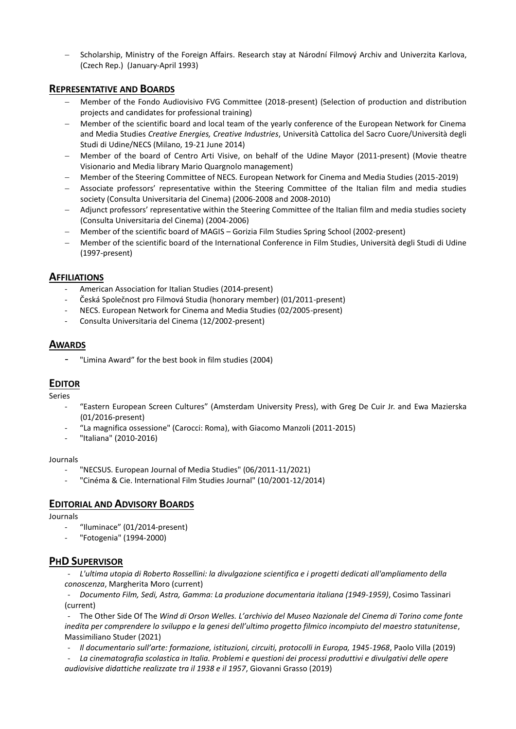- Scholarship, Ministry of the Foreign Affairs. Research stay at Národní Filmový Archiv and Univerzita Karlova, (Czech Rep.) (January-April 1993)

## REPRESENTATIVE AND BOARDS

- Member of the Fondo Audiovisivo FVG Committee (2018-present) (Selection of production and distribution projects and candidates for professional training)
- Member of the scientific board and local team of the yearly conference of the European Network for Cinema and Media Studies *Creative Energies, Creative Industries*, Università Cattolica del Sacro Cuore/Università degli Studi di Udine/NECS (Milano, 19-21 June 2014)
- Member of the board of Centro Arti Visive, on behalf of the Udine Mayor (2011-present) (Movie theatre Visionario and Media library Mario Quargnolo management)
- Member of the Steering Committee of NECS. European Network for Cinema and Media Studies (2015-2019)
- Associate professors' representative within the Steering Committee of the Italian film and media studies society (Consulta Universitaria del Cinema) (2006-2008 and 2008-2010)
- Adjunct professors' representative within the Steering Committee of the Italian film and media studies society (Consulta Universitaria del Cinema) (2004-2006)
- Member of the scientific board of MAGIS – Gorizia Film Studies Spring School (2002-present)
- Member of the scientific board of the International Conference in Film Studies, Università degli Studi di Udine (1997-present)

## AFFILIATIONS

- American Association for Italian Studies (2014-present)
- Česká Společnost pro Filmová Studia (honorary member) (01/2011-present)
- NECS. European Network for Cinema and Media Studies (02/2005-present)
- Consulta Universitaria del Cinema (12/2002-present)

## AWARDS

- "Limina Award" for the best book in film studies (2004)

## EDITOR

Series

- "Eastern European Screen Cultures" (Amsterdam University Press), with Greg De Cuir Jr. and Ewa Mazierska (01/2016-present)
- "La magnifica ossessione" (Carocci: Roma), with Giacomo Manzoli (2011-2015)
- "Italiana" (2010-2016)

Journals

- "NECSUS. European Journal of Media Studies" (06/2011-11/2021)
- "Cinéma & Cie. International Film Studies Journal" (10/2001-12/2014)

## EDITORIAL AND ADVISORY BOARDS

Journals

- "Iluminace" (01/2014-present)
- "Fotogenia" (1994-2000)

## PHD SUPERVISOR

- *L'ultima utopia di Roberto Rossellini: la divulgazione scientifica e i progetti dedicati all'ampliamento della conoscenza*, Margherita Moro (current)
- *Documento Film, Sedi, Astra, Gamma: La produzione documentaria italiana (1949-1959)*, Cosimo Tassinari (current)
- The Other Side Of The *Wind di Orson Welles. L'archivio del Museo Nazionale del Cinema di Torino come fonte inedita per comprendere lo sviluppo e la genesi dell'ultimo progetto filmico incompiuto del maestro statunitense*, Massimiliano Studer (2021)
- *Il documentario sull'arte: formazione, istituzioni, circuiti, protocolli in Europa, 1945-1968*, Paolo Villa (2019)
- *La cinematografia scolastica in Italia. Problemi e questioni dei processi produttivi e divulgativi delle opere audiovisive didattiche realizzate tra il 1938 e il 1957*, Giovanni Grasso (2019)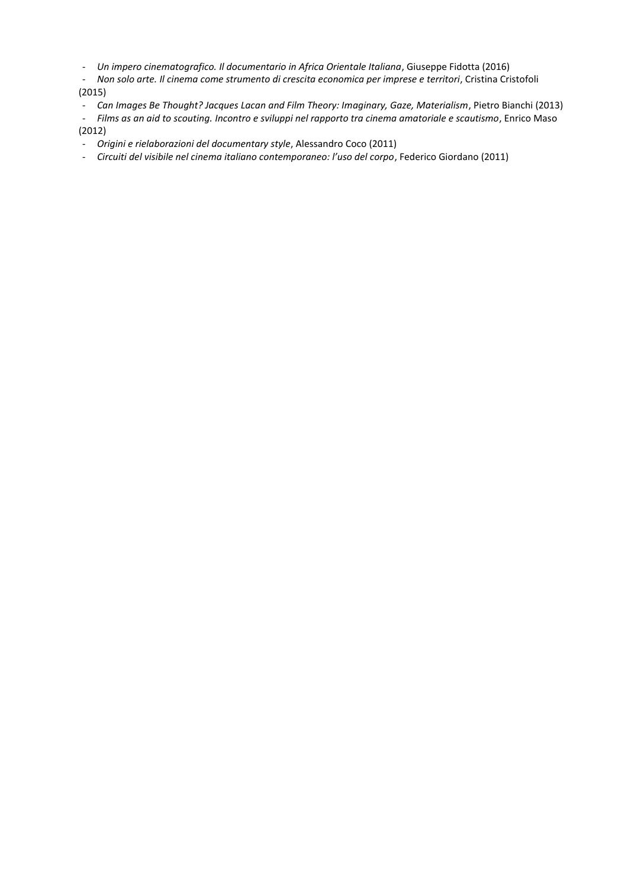- *Un impero cinematografico. Il documentario in Africa Orientale Italiana*, Giuseppe Fidotta (2016)
- *Non solo arte. Il cinema come strumento di crescita economica per imprese e territori*, Cristina Cristofoli (2015)
- *Can Images Be Thought? Jacques Lacan and Film Theory: Imaginary, Gaze, Materialism*, Pietro Bianchi (2013)
- *Films as an aid to scouting. Incontro e sviluppi nel rapporto tra cinema amatoriale e scautismo*, Enrico Maso (2012)
- *Origini e rielaborazioni del documentary style*, Alessandro Coco (2011)
- *Circuiti del visibile nel cinema italiano contemporaneo: l'uso del corpo*, Federico Giordano (2011)